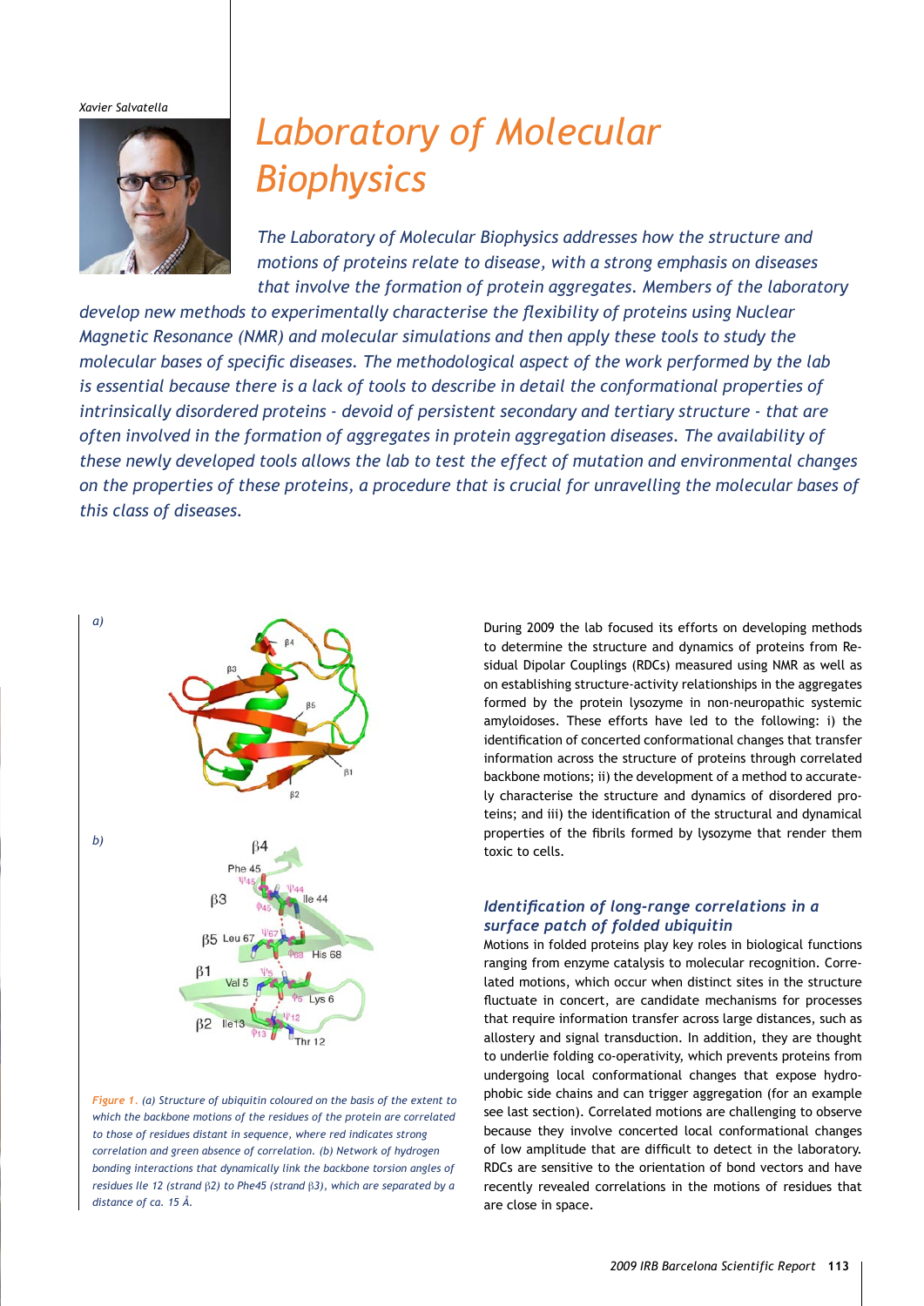Xavier Salvatella

# Laboratory of Molecular Biophysics

*The Laboratory of Molecular Biophysics addresses how the structure and motions of proteins relate to disease, with a strong emphasis on diseases that involve the formation of protein aggregates. Members of the laboratory develop new methods to experimentally characterise the flexibility of proteins using Nuclear Magnetic Resonance (NMR) and molecular simulations and then apply these tools to study the molecular bases of specific diseases. The methodological aspect of the work performed by the lab is essential because there is a lack of tools to describe in detail the conformational properties of intrinsically disordered proteins - devoid of persistent secondary and tertiary structure - that are often involved in the formation of aggregates in protein aggregation diseases. The availability of these newly developed tools allows the lab to test the effect of mutation and environmental changes on the properties of these proteins, a procedure that is crucial for unravelling the molecular bases of this class of diseases.*

*Figure 1. (a) Structure of ubiquitin coloured on the basis of the extent to which the backbone motions of the residues of the protein are correlated to those of residues distant in sequence, where red indicates strong correlation and green absence of correlation. (b) Network of hydrogen bonding interactions that dynamically link the backbone torsion angles of residues Ile 12 (strand β2) to Phe45 (strand β3), which are separated by a distance of ca. 15 Å.*

During 2009 the lab focused its efforts on developing methods to determine the structure and dynamics of proteins from Residual Dipolar Couplings (RDCs) measured using NMR as well as on establishing structure-activity relationships in the aggregates formed by the protein lysozyme in non-neuropathic systemic amyloidoses. These efforts have led to the following: i) the identification of concerted conformational changes that transfer information across the structure of proteins through correlated backbone motions; ii) the development of a method to accurately characterise the structure and dynamics of disordered proteins; and iii) the identification of the structural and dynamical properties of the fibrils formed by lysozyme that render them toxic to cells.

### Identification of long-range correlations in a surface patch of folded ubiquitin

Motions in folded proteins play key roles in biological functions ranging from enzyme catalysis to molecular recognition. Correlated motions, which occur when distinct sites in the structure fluctuate in concert, are candidate mechanisms for processes that require information transfer across large distances, such as allostery and signal transduction. In addition, they are thought to underlie folding co-operativity, which prevents proteins from undergoing local conformational changes that expose hydrophobic side chains and can trigger aggregation (for an example see last section). Correlated motions are challenging to observe because they involve concerted local conformational changes of low amplitude that are difficult to detect in the laboratory. RDCs are sensitive to the orientation of bond vectors and have recently revealed correlations in the motions of residues that are close in space.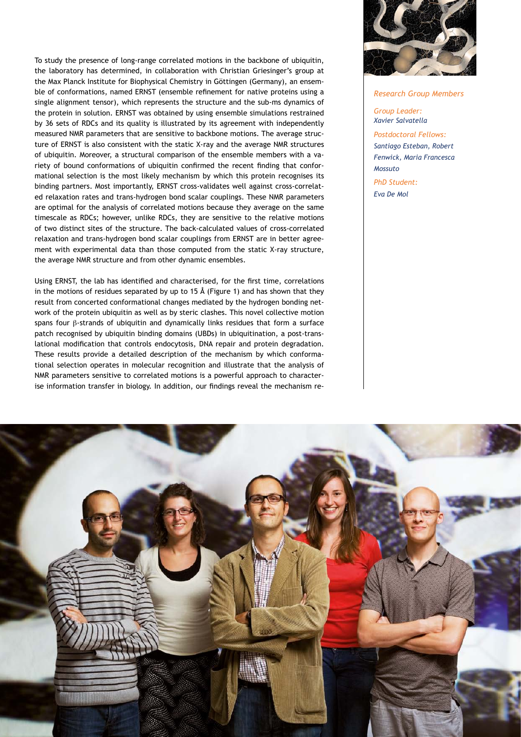To study the presence of long-range correlated motions in the backbone of ubiquitin, the laboratory has determined, in collaboration with Christian Griesinger's group at the Max Planck Institute for Biophysical Chemistry in Göttingen (Germany), an ensemble of conformations, named ERNST (ensemble refinement for native proteins using a single alignment tensor), which represents the structure and the sub-ms dynamics of the protein in solution. ERNST was obtained by using ensemble simulations restrained by 36 sets of RDCs and its quality is illustrated by its agreement with independently measured NMR parameters that are sensitive to backbone motions. The average structure of ERNST is also consistent with the static X-ray and the average NMR structures of ubiquitin. Moreover, a structural comparison of the ensemble members with a variety of bound conformations of ubiquitin confirmed the recent finding that conformational selection is the most likely mechanism by which this protein recognises its binding partners. Most importantly, ERNST cross-validates well against cross-correlated relaxation rates and trans-hydrogen bond scalar couplings. These NMR parameters are optimal for the analysis of correlated motions because they average on the same timescale as RDCs; however, unlike RDCs, they are sensitive to the relative motions of two distinct sites of the structure. The back-calculated values of cross-correlated relaxation and trans-hydrogen bond scalar couplings from ERNST are in better agreement with experimental data than those computed from the static X-ray structure, the average NMR structure and from other dynamic ensembles.

Using ERNST, the lab has identified and characterised, for the first time, correlations in the motions of residues separated by up to 15 Å (Figure 1) and has shown that they result from concerted conformational changes mediated by the hydrogen bonding network of the protein ubiquitin as well as by steric clashes. This novel collective motion spans four β-strands of ubiquitin and dynamically links residues that form a surface patch recognised by ubiquitin binding domains (UBDs) in ubiquitination, a post-translational modification that controls endocytosis, DNA repair and protein degradation. These results provide a detailed description of the mechanism by which conformational selection operates in molecular recognition and illustrate that the analysis of NMR parameters sensitive to correlated motions is a powerful approach to characterise information transfer in biology. In addition, our findings reveal the mechanism re-

*Research Group Members*

*Group Leader:*
*Xavier Salvatella*

*Postdoctoral Fellows:*
*Santiago Esteban, Robert Fenwick, Maria Francesca Mossuto*

*PhD Student:*
*Eva De Mol*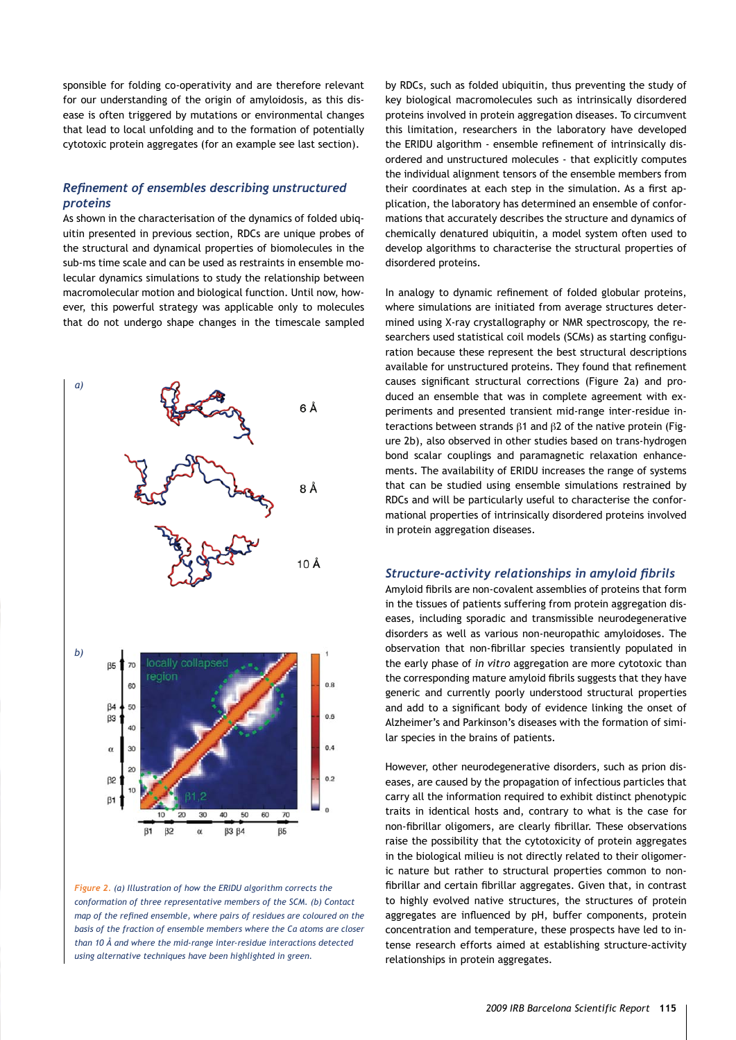sponsible for folding co-operativity and are therefore relevant for our understanding of the origin of amyloidosis, as this disease is often triggered by mutations or environmental changes that lead to local unfolding and to the formation of potentially cytotoxic protein aggregates (for an example see last section).

## *Refinement of ensembles describing unstructured proteins*

As shown in the characterisation of the dynamics of folded ubiquitin presented in previous section, RDCs are unique probes of the structural and dynamical properties of biomolecules in the sub-ms time scale and can be used as restraints in ensemble molecular dynamics simulations to study the relationship between macromolecular motion and biological function. Until now, however, this powerful strategy was applicable only to molecules that do not undergo shape changes in the timescale sampled by RDCs, such as folded ubiquitin, thus preventing the study of key biological macromolecules such as intrinsically disordered proteins involved in protein aggregation diseases. To circumvent this limitation, researchers in the laboratory have developed the ERIDU algorithm - ensemble refinement of intrinsically disordered and unstructured molecules - that explicitly computes the individual alignment tensors of the ensemble members from their coordinates at each step in the simulation. As a first application, the laboratory has determined an ensemble of conformations that accurately describes the structure and dynamics of chemically denatured ubiquitin, a model system often used to develop algorithms to characterise the structural properties of disordered proteins.

In analogy to dynamic refinement of folded globular proteins, where simulations are initiated from average structures determined using X-ray crystallography or NMR spectroscopy, the researchers used statistical coil models (SCMs) as starting configuration because these represent the best structural descriptions available for unstructured proteins. They found that refinement causes significant structural corrections (Figure 2a) and produced an ensemble that was in complete agreement with experiments and presented transient mid-range inter-residue interactions between strands β1 and β2 of the native protein (Figure 2b), also observed in other studies based on trans-hydrogen bond scalar couplings and paramagnetic relaxation enhancements. The availability of ERIDU increases the range of systems that can be studied using ensemble simulations restrained by RDCs and will be particularly useful to characterise the conformational properties of intrinsically disordered proteins involved in protein aggregation diseases.

*Figure 2. (a) Illustration of how the ERIDU algorithm corrects the conformation of three representative members of the SCM. (b) Contact map of the refined ensemble, where pairs of residues are coloured on the basis of the fraction of ensemble members where the Ca atoms are closer than 10 Å and where the mid-range inter-residue interactions detected using alternative techniques have been highlighted in green.*

## *Structure-activity relationships in amyloid fibrils*

Amyloid fibrils are non-covalent assemblies of proteins that form in the tissues of patients suffering from protein aggregation diseases, including sporadic and transmissible neurodegenerative disorders as well as various non-neuropathic amyloidoses. The observation that non-fibrillar species transiently populated in the early phase of *in vitro* aggregation are more cytotoxic than the corresponding mature amyloid fibrils suggests that they have generic and currently poorly understood structural properties and add to a significant body of evidence linking the onset of Alzheimer's and Parkinson's diseases with the formation of similar species in the brains of patients.

However, other neurodegenerative disorders, such as prion diseases, are caused by the propagation of infectious particles that carry all the information required to exhibit distinct phenotypic traits in identical hosts and, contrary to what is the case for non-fibrillar oligomers, are clearly fibrillar. These observations raise the possibility that the cytotoxicity of protein aggregates in the biological milieu is not directly related to their oligomeric nature but rather to structural properties common to non-fibrillar and certain fibrillar aggregates. Given that, in contrast to highly evolved native structures, the structures of protein aggregates are influenced by pH, buffer components, protein concentration and temperature, these prospects have led to intense research efforts aimed at establishing structure-activity relationships in protein aggregates.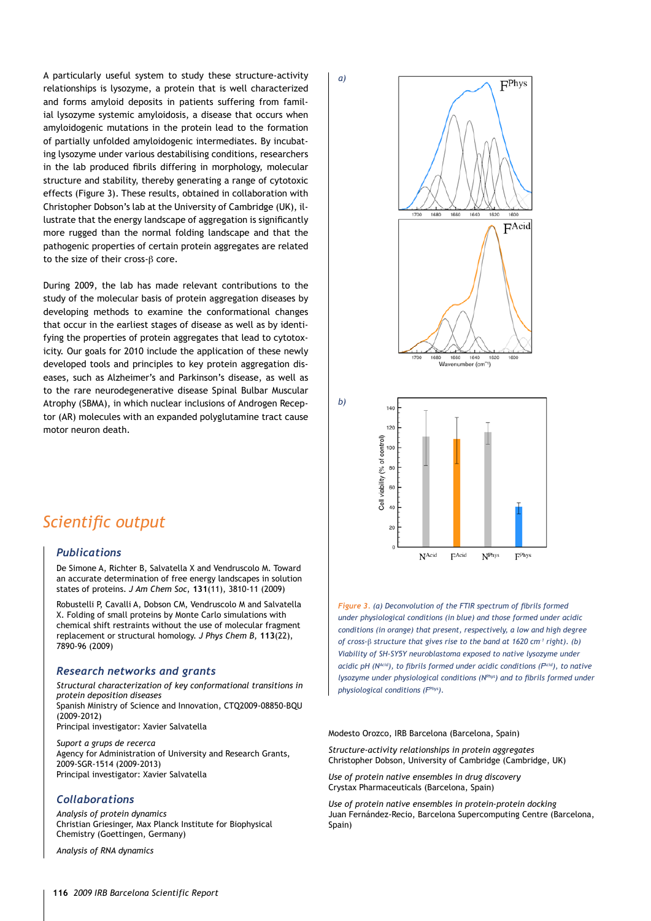A particularly useful system to study these structure-activity relationships is lysozyme, a protein that is well characterized and forms amyloid deposits in patients suffering from familial lysozyme systemic amyloidosis, a disease that occurs when amyloidogenic mutations in the protein lead to the formation of partially unfolded amyloidogenic intermediates. By incubating lysozyme under various destabilising conditions, researchers in the lab produced fibrils differing in morphology, molecular structure and stability, thereby generating a range of cytotoxic effects (Figure 3). These results, obtained in collaboration with Christopher Dobson's lab at the University of Cambridge (UK), illustrate that the energy landscape of aggregation is significantly more rugged than the normal folding landscape and that the pathogenic properties of certain protein aggregates are related to the size of their cross-β core.

During 2009, the lab has made relevant contributions to the study of the molecular basis of protein aggregation diseases by developing methods to examine the conformational changes that occur in the earliest stages of disease as well as by identifying the properties of protein aggregates that lead to cytotoxicity. Our goals for 2010 include the application of these newly developed tools and principles to key protein aggregation diseases, such as Alzheimer's and Parkinson's disease, as well as to the rare neurodegenerative disease Spinal Bulbar Muscular Atrophy (SBMA), in which nuclear inclusions of Androgen Receptor (AR) molecules with an expanded polyglutamine tract cause motor neuron death.

a)

$F^{Phys}$

1700 1680 1660 1640 1620 1600

$F^{Acid}$

1700 1680 1660 1640 1620 1600

Wavenumber (cm$^{-1}$)

b)

Cell viability (% of control)

140 120 100 80 60 40 20 0

$N^{Acid}$ $F^{Acid}$ $N^{Phys}$ $F^{Phys}$

*Figure 3. (a) Deconvolution of the FTIR spectrum of fibrils formed under physiological conditions (in blue) and those formed under acidic conditions (in orange) that present, respectively, a low and high degree of cross-β structure that gives rise to the band at 1620 cm$^{-1}$ right). (b) Viability of SH-SY5Y neuroblastoma exposed to native lysozyme under acidic pH ($N^{Acid}$), to fibrils formed under acidic conditions ($F^{Acid}$), to native lysozyme under physiological conditions ($N^{Phys}$) and to fibrils formed under physiological conditions ($F^{Phys}$).*

## Scientific output

### Publications

De Simone A, Richter B, Salvatella X and Vendruscolo M. Toward an accurate determination of free energy landscapes in solution states of proteins. *J Am Chem Soc*, **131**(11), 3810-11 (2009)

Robustelli P, Cavalli A, Dobson CM, Vendruscolo M and Salvatella X. Folding of small proteins by Monte Carlo simulations with chemical shift restraints without the use of molecular fragment replacement or structural homology. *J Phys Chem B*, **113**(22), 7890-96 (2009)

### Research networks and grants

*Structural characterization of key conformational transitions in protein deposition diseases*
Spanish Ministry of Science and Innovation, CTQ2009-08850-BQU (2009-2012)
Principal investigator: Xavier Salvatella

*Suport a grups de recerca*
Agency for Administration of University and Research Grants, 2009-SGR-1514 (2009-2013)
Principal investigator: Xavier Salvatella

### Collaborations

*Analysis of protein dynamics*
Christian Griesinger, Max Planck Institute for Biophysical Chemistry (Goettingen, Germany)

*Analysis of RNA dynamics*
Modesto Orozco, IRB Barcelona (Barcelona, Spain)

*Structure-activity relationships in protein aggregates*
Christopher Dobson, University of Cambridge (Cambridge, UK)

*Use of protein native ensembles in drug discovery*
Crystax Pharmaceuticals (Barcelona, Spain)

*Use of protein native ensembles in protein-protein docking*
Juan Fernández-Recio, Barcelona Supercomputing Centre (Barcelona, Spain)